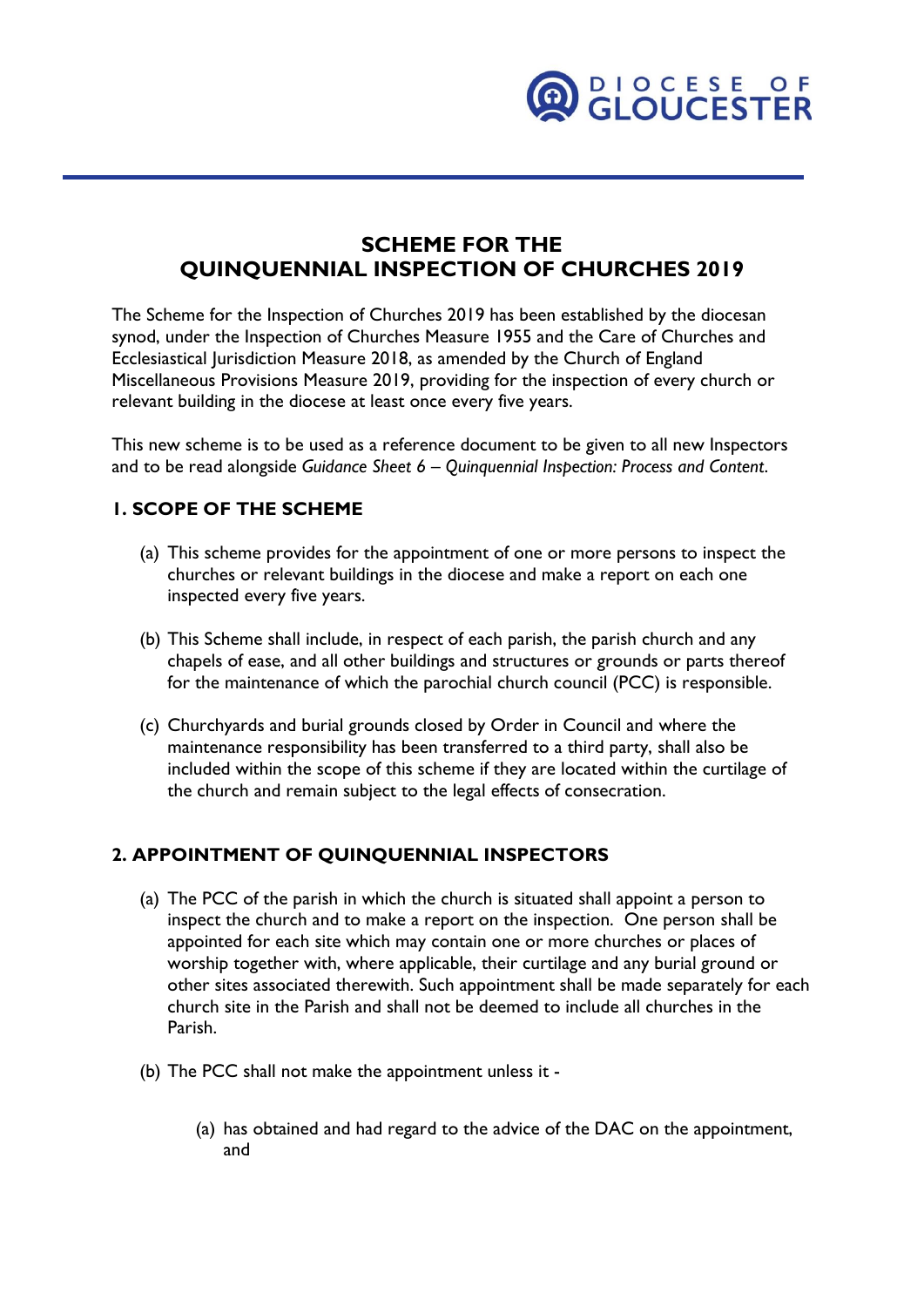# SCHEME FOR THE QUINQUENNIAL INSPECTION OF CHURCHES 2019

The Scheme for the Inspection of Churches 2019 has been established by the diocesan synod, under the Inspection of Churches Measure 1955 and the Care of Churches and Ecclesiastical Jurisdiction Measure 2018, as amended by the Church of England Miscellaneous Provisions Measure 2019, providing for the inspection of every church or relevant building in the diocese at least once every five years.

This new scheme is to be used as a reference document to be given to all new Inspectors and to be read alongside *Guidance Sheet 6 – Quinquennial Inspection: Process and Content*.

## 1. SCOPE OF THE SCHEME

(a) This scheme provides for the appointment of one or more persons to inspect the churches or relevant buildings in the diocese and make a report on each one inspected every five years.

(b) This Scheme shall include, in respect of each parish, the parish church and any chapels of ease, and all other buildings and structures or grounds or parts thereof for the maintenance of which the parochial church council (PCC) is responsible.

(c) Churchyards and burial grounds closed by Order in Council and where the maintenance responsibility has been transferred to a third party, shall also be included within the scope of this scheme if they are located within the curtilage of the church and remain subject to the legal effects of consecration.

## 2. APPOINTMENT OF QUINQUENNIAL INSPECTORS

(a) The PCC of the parish in which the church is situated shall appoint a person to inspect the church and to make a report on the inspection. One person shall be appointed for each site which may contain one or more churches or places of worship together with, where applicable, their curtilage and any burial ground or other sites associated therewith. Such appointment shall be made separately for each church site in the Parish and shall not be deemed to include all churches in the Parish.

(b) The PCC shall not make the appointment unless it -

  (a) has obtained and had regard to the advice of the DAC on the appointment, and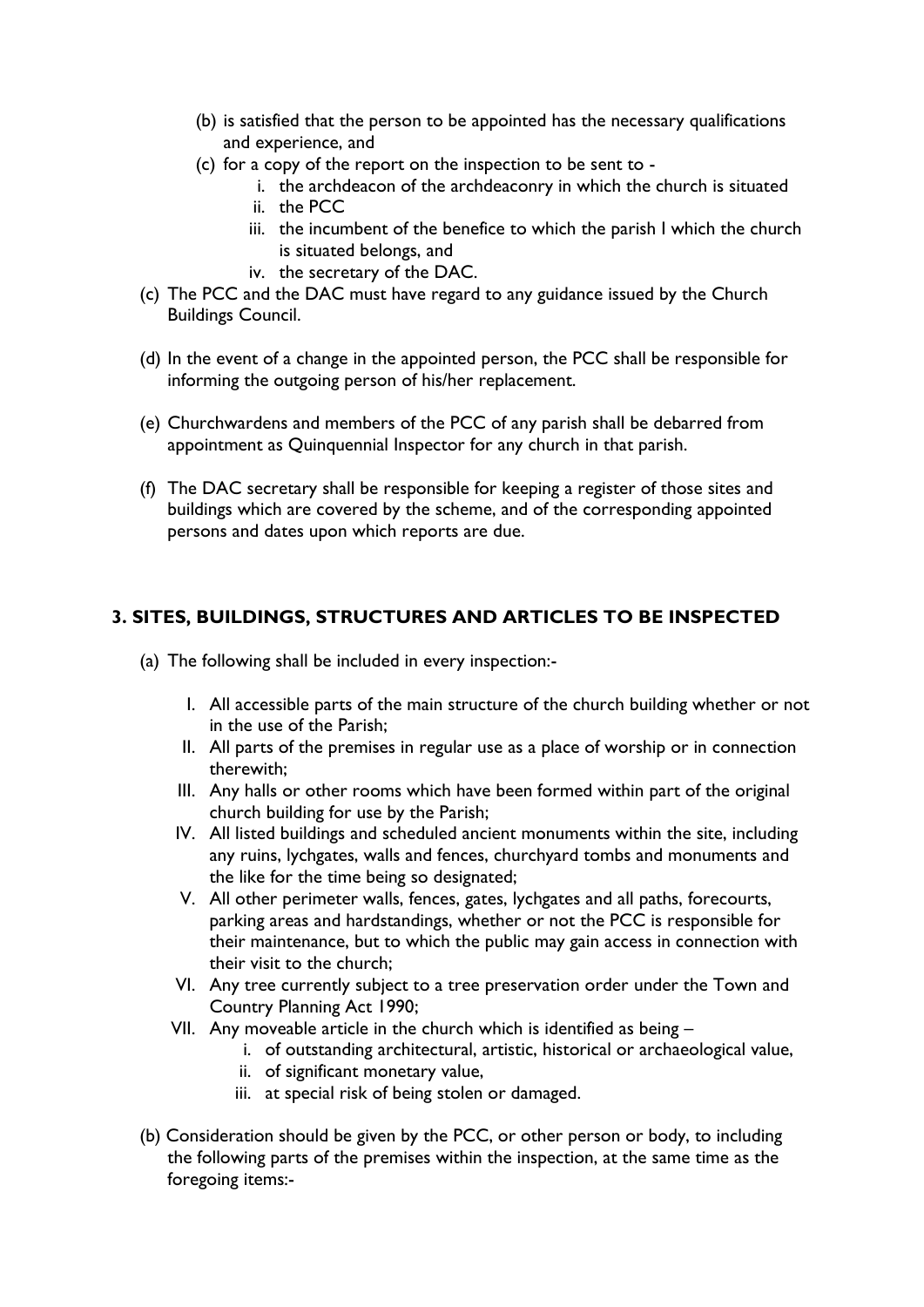(b) is satisfied that the person to be appointed has the necessary qualifications and experience, and

(c) for a copy of the report on the inspection to be sent to -

   i. the archdeacon of the archdeaconry in which the church is situated
   ii. the PCC
   iii. the incumbent of the benefice to which the parish I which the church is situated belongs, and
   iv. the secretary of the DAC.

(c) The PCC and the DAC must have regard to any guidance issued by the Church Buildings Council.

(d) In the event of a change in the appointed person, the PCC shall be responsible for informing the outgoing person of his/her replacement.

(e) Churchwardens and members of the PCC of any parish shall be debarred from appointment as Quinquennial Inspector for any church in that parish.

(f) The DAC secretary shall be responsible for keeping a register of those sites and buildings which are covered by the scheme, and of the corresponding appointed persons and dates upon which reports are due.

## 3. SITES, BUILDINGS, STRUCTURES AND ARTICLES TO BE INSPECTED

(a) The following shall be included in every inspection:-

   I. All accessible parts of the main structure of the church building whether or not in the use of the Parish;
   II. All parts of the premises in regular use as a place of worship or in connection therewith;
   III. Any halls or other rooms which have been formed within part of the original church building for use by the Parish;
   IV. All listed buildings and scheduled ancient monuments within the site, including any ruins, lychgates, walls and fences, churchyard tombs and monuments and the like for the time being so designated;
   V. All other perimeter walls, fences, gates, lychgates and all paths, forecourts, parking areas and hardstandings, whether or not the PCC is responsible for their maintenance, but to which the public may gain access in connection with their visit to the church;
   VI. Any tree currently subject to a tree preservation order under the Town and Country Planning Act 1990;
   VII. Any moveable article in the church which is identified as being –
      i. of outstanding architectural, artistic, historical or archaeological value,
      ii. of significant monetary value,
      iii. at special risk of being stolen or damaged.

(b) Consideration should be given by the PCC, or other person or body, to including the following parts of the premises within the inspection, at the same time as the foregoing items:-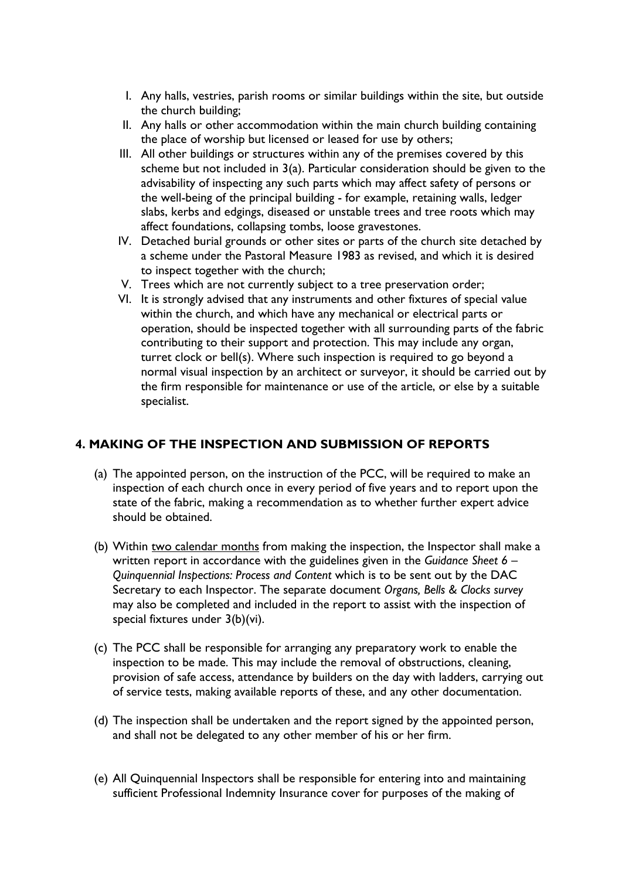I. Any halls, vestries, parish rooms or similar buildings within the site, but outside the church building;
II. Any halls or other accommodation within the main church building containing the place of worship but licensed or leased for use by others;
III. All other buildings or structures within any of the premises covered by this scheme but not included in 3(a). Particular consideration should be given to the advisability of inspecting any such parts which may affect safety of persons or the well-being of the principal building - for example, retaining walls, ledger slabs, kerbs and edgings, diseased or unstable trees and tree roots which may affect foundations, collapsing tombs, loose gravestones.
IV. Detached burial grounds or other sites or parts of the church site detached by a scheme under the Pastoral Measure 1983 as revised, and which it is desired to inspect together with the church;
V. Trees which are not currently subject to a tree preservation order;
VI. It is strongly advised that any instruments and other fixtures of special value within the church, and which have any mechanical or electrical parts or operation, should be inspected together with all surrounding parts of the fabric contributing to their support and protection. This may include any organ, turret clock or bell(s). Where such inspection is required to go beyond a normal visual inspection by an architect or surveyor, it should be carried out by the firm responsible for maintenance or use of the article, or else by a suitable specialist.

## 4. MAKING OF THE INSPECTION AND SUBMISSION OF REPORTS

(a) The appointed person, on the instruction of the PCC, will be required to make an inspection of each church once in every period of five years and to report upon the state of the fabric, making a recommendation as to whether further expert advice should be obtained.

(b) Within two calendar months from making the inspection, the Inspector shall make a written report in accordance with the guidelines given in the *Guidance Sheet 6 – Quinquennial Inspections: Process and Content* which is to be sent out by the DAC Secretary to each Inspector. The separate document *Organs, Bells & Clocks survey* may also be completed and included in the report to assist with the inspection of special fixtures under 3(b)(vi).

(c) The PCC shall be responsible for arranging any preparatory work to enable the inspection to be made. This may include the removal of obstructions, cleaning, provision of safe access, attendance by builders on the day with ladders, carrying out of service tests, making available reports of these, and any other documentation.

(d) The inspection shall be undertaken and the report signed by the appointed person, and shall not be delegated to any other member of his or her firm.

(e) All Quinquennial Inspectors shall be responsible for entering into and maintaining sufficient Professional Indemnity Insurance cover for purposes of the making of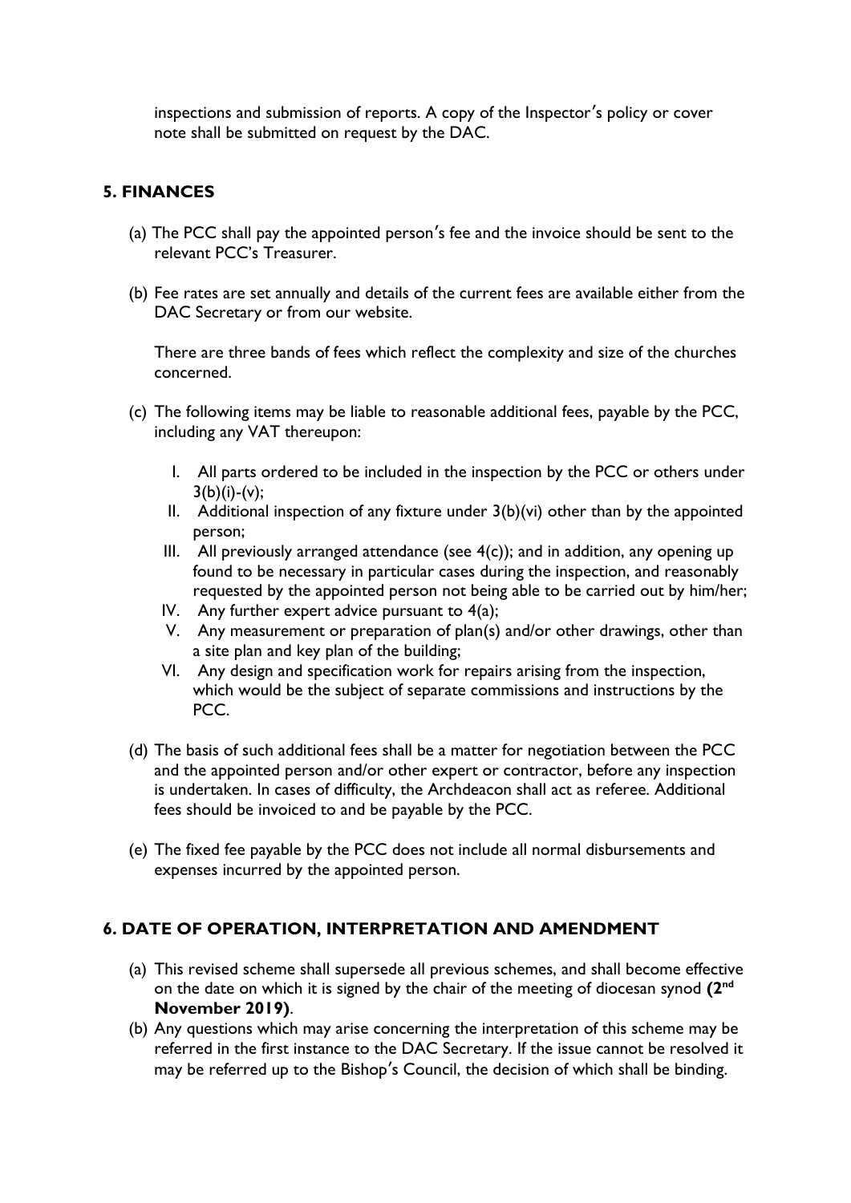inspections and submission of reports. A copy of the Inspector's policy or cover note shall be submitted on request by the DAC.

## 5. FINANCES

(a) The PCC shall pay the appointed person's fee and the invoice should be sent to the relevant PCC's Treasurer.

(b) Fee rates are set annually and details of the current fees are available either from the DAC Secretary or from our website.

There are three bands of fees which reflect the complexity and size of the churches concerned.

(c) The following items may be liable to reasonable additional fees, payable by the PCC, including any VAT thereupon:

I. All parts ordered to be included in the inspection by the PCC or others under 3(b)(i)-(v);
II. Additional inspection of any fixture under 3(b)(vi) other than by the appointed person;
III. All previously arranged attendance (see 4(c)); and in addition, any opening up found to be necessary in particular cases during the inspection, and reasonably requested by the appointed person not being able to be carried out by him/her;
IV. Any further expert advice pursuant to 4(a);
V. Any measurement or preparation of plan(s) and/or other drawings, other than a site plan and key plan of the building;
VI. Any design and specification work for repairs arising from the inspection, which would be the subject of separate commissions and instructions by the PCC.

(d) The basis of such additional fees shall be a matter for negotiation between the PCC and the appointed person and/or other expert or contractor, before any inspection is undertaken. In cases of difficulty, the Archdeacon shall act as referee. Additional fees should be invoiced to and be payable by the PCC.

(e) The fixed fee payable by the PCC does not include all normal disbursements and expenses incurred by the appointed person.

## 6. DATE OF OPERATION, INTERPRETATION AND AMENDMENT

(a) This revised scheme shall supersede all previous schemes, and shall become effective on the date on which it is signed by the chair of the meeting of diocesan synod **(2nd November 2019)**.
(b) Any questions which may arise concerning the interpretation of this scheme may be referred in the first instance to the DAC Secretary. If the issue cannot be resolved it may be referred up to the Bishop's Council, the decision of which shall be binding.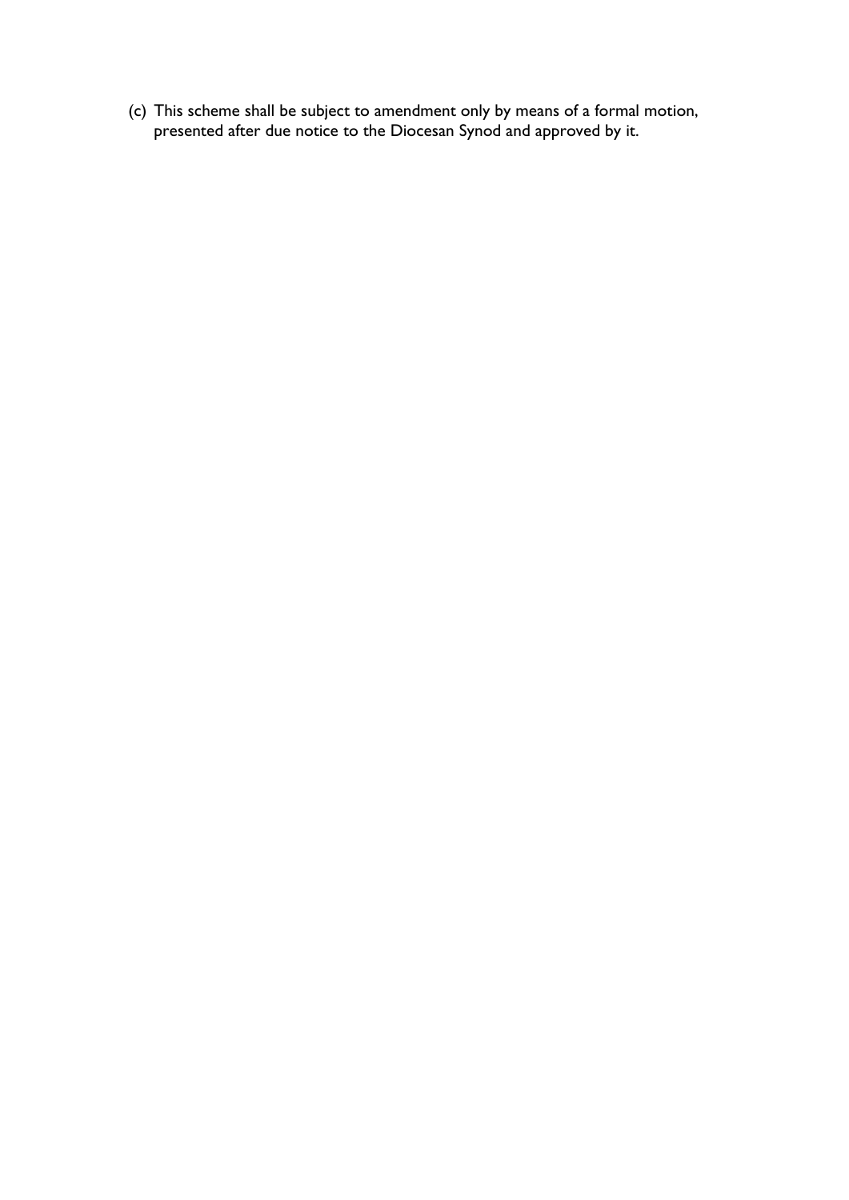(c) This scheme shall be subject to amendment only by means of a formal motion, presented after due notice to the Diocesan Synod and approved by it.